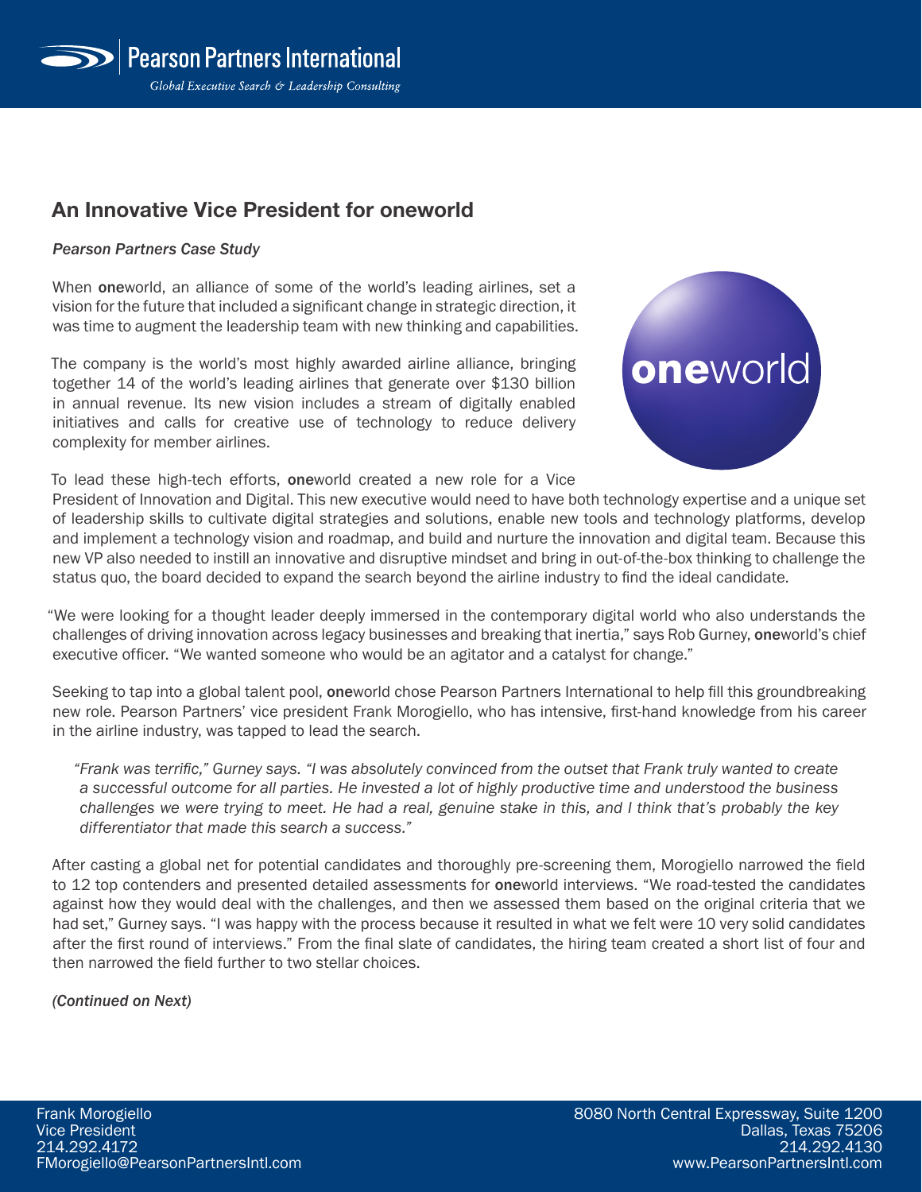## An Innovative Vice President for oneworld

*Pearson Partners Case Study*

When **one**world, an alliance of some of the world's leading airlines, set a vision for the future that included a significant change in strategic direction, it was time to augment the leadership team with new thinking and capabilities.

The company is the world's most highly awarded airline alliance, bringing together 14 of the world's leading airlines that generate over $130 billion in annual revenue. Its new vision includes a stream of digitally enabled initiatives and calls for creative use of technology to reduce delivery complexity for member airlines.

To lead these high-tech efforts, **one**world created a new role for a Vice President of Innovation and Digital. This new executive would need to have both technology expertise and a unique set of leadership skills to cultivate digital strategies and solutions, enable new tools and technology platforms, develop and implement a technology vision and roadmap, and build and nurture the innovation and digital team. Because this new VP also needed to instill an innovative and disruptive mindset and bring in out-of-the-box thinking to challenge the status quo, the board decided to expand the search beyond the airline industry to find the ideal candidate.

"We were looking for a thought leader deeply immersed in the contemporary digital world who also understands the challenges of driving innovation across legacy businesses and breaking that inertia," says Rob Gurney, **one**world's chief executive officer. "We wanted someone who would be an agitator and a catalyst for change."

Seeking to tap into a global talent pool, **one**world chose Pearson Partners International to help fill this groundbreaking new role. Pearson Partners' vice president Frank Morogiello, who has intensive, first-hand knowledge from his career in the airline industry, was tapped to lead the search.

> *"Frank was terrific," Gurney says. "I was absolutely convinced from the outset that Frank truly wanted to create a successful outcome for all parties. He invested a lot of highly productive time and understood the business challenges we were trying to meet. He had a real, genuine stake in this, and I think that's probably the key differentiator that made this search a success."*

After casting a global net for potential candidates and thoroughly pre-screening them, Morogiello narrowed the field to 12 top contenders and presented detailed assessments for **one**world interviews. "We road-tested the candidates against how they would deal with the challenges, and then we assessed them based on the original criteria that we had set," Gurney says. "I was happy with the process because it resulted in what we felt were 10 very solid candidates after the first round of interviews." From the final slate of candidates, the hiring team created a short list of four and then narrowed the field further to two stellar choices.

*(Continued on Next)*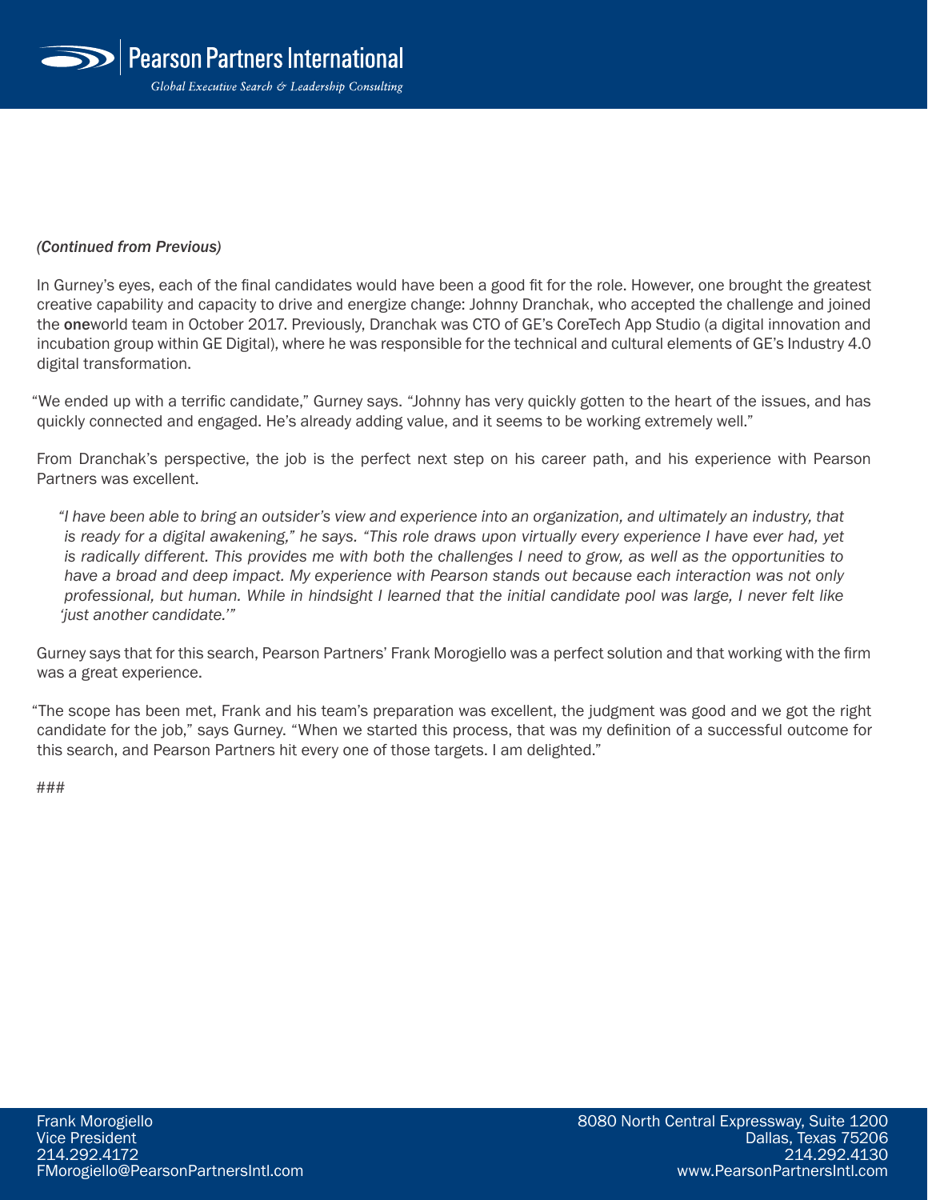*(Continued from Previous)*

In Gurney's eyes, each of the final candidates would have been a good fit for the role. However, one brought the greatest creative capability and capacity to drive and energize change: Johnny Dranchak, who accepted the challenge and joined the **one**world team in October 2017. Previously, Dranchak was CTO of GE's CoreTech App Studio (a digital innovation and incubation group within GE Digital), where he was responsible for the technical and cultural elements of GE's Industry 4.0 digital transformation.

"We ended up with a terrific candidate," Gurney says. "Johnny has very quickly gotten to the heart of the issues, and has quickly connected and engaged. He's already adding value, and it seems to be working extremely well."

From Dranchak's perspective, the job is the perfect next step on his career path, and his experience with Pearson Partners was excellent.

> *"I have been able to bring an outsider's view and experience into an organization, and ultimately an industry, that is ready for a digital awakening," he says. "This role draws upon virtually every experience I have ever had, yet is radically different. This provides me with both the challenges I need to grow, as well as the opportunities to have a broad and deep impact. My experience with Pearson stands out because each interaction was not only professional, but human. While in hindsight I learned that the initial candidate pool was large, I never felt like 'just another candidate.'"*

Gurney says that for this search, Pearson Partners' Frank Morogiello was a perfect solution and that working with the firm was a great experience.

"The scope has been met, Frank and his team's preparation was excellent, the judgment was good and we got the right candidate for the job," says Gurney. "When we started this process, that was my definition of a successful outcome for this search, and Pearson Partners hit every one of those targets. I am delighted."

###

Frank Morogiello
Vice President
214.292.4172
FMorogiello@PearsonPartnersIntl.com

8080 North Central Expressway, Suite 1200
Dallas, Texas 75206
214.292.4130
www.PearsonPartnersIntl.com